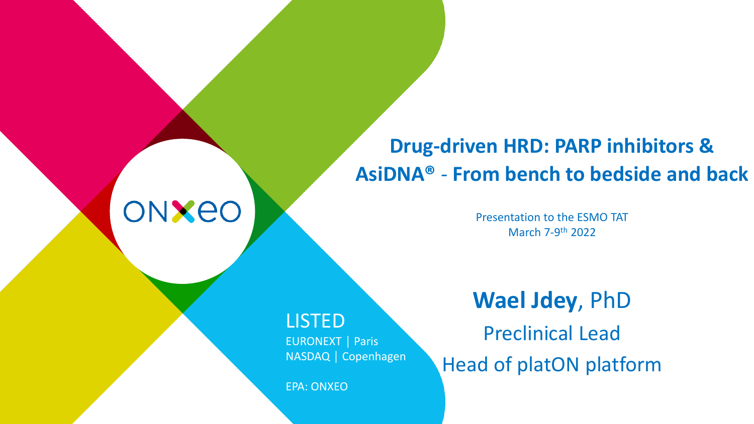# Drug-driven HRD: PARP inhibitors & AsiDNA® - From bench to bedside and back

ONXEO

Presentation to the ESMO TAT
March 7-9th 2022

LISTED
EURONEXT | Paris
NASDAQ | Copenhagen

EPA: ONXEO

**Wael Jdey**, PhD
Preclinical Lead
Head of platON platform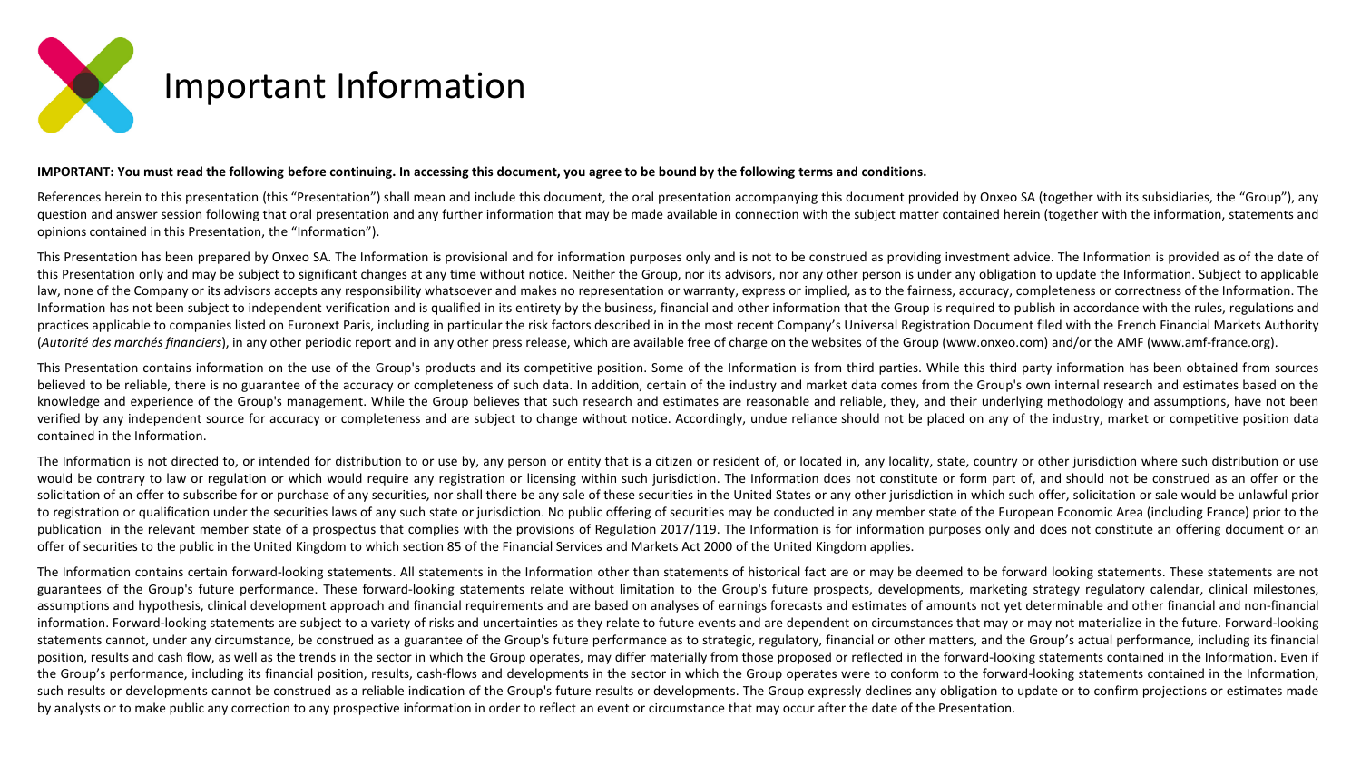# Important Information

**IMPORTANT: You must read the following before continuing. In accessing this document, you agree to be bound by the following terms and conditions.**

References herein to this presentation (this "Presentation") shall mean and include this document, the oral presentation accompanying this document provided by Onxeo SA (together with its subsidiaries, the "Group"), any question and answer session following that oral presentation and any further information that may be made available in connection with the subject matter contained herein (together with the information, statements and opinions contained in this Presentation, the "Information").

This Presentation has been prepared by Onxeo SA. The Information is provisional and for information purposes only and is not to be construed as providing investment advice. The Information is provided as of the date of this Presentation only and may be subject to significant changes at any time without notice. Neither the Group, nor its advisors, nor any other person is under any obligation to update the Information. Subject to applicable law, none of the Company or its advisors accepts any responsibility whatsoever and makes no representation or warranty, express or implied, as to the fairness, accuracy, completeness or correctness of the Information. The Information has not been subject to independent verification and is qualified in its entirety by the business, financial and other information that the Group is required to publish in accordance with the rules, regulations and practices applicable to companies listed on Euronext Paris, including in particular the risk factors described in in the most recent Company's Universal Registration Document filed with the French Financial Markets Authority (*Autorité des marchés financiers*), in any other periodic report and in any other press release, which are available free of charge on the websites of the Group (www.onxeo.com) and/or the AMF (www.amf-france.org).

This Presentation contains information on the use of the Group's products and its competitive position. Some of the Information is from third parties. While this third party information has been obtained from sources believed to be reliable, there is no guarantee of the accuracy or completeness of such data. In addition, certain of the industry and market data comes from the Group's own internal research and estimates based on the knowledge and experience of the Group's management. While the Group believes that such research and estimates are reasonable and reliable, they, and their underlying methodology and assumptions, have not been verified by any independent source for accuracy or completeness and are subject to change without notice. Accordingly, undue reliance should not be placed on any of the industry, market or competitive position data contained in the Information.

The Information is not directed to, or intended for distribution to or use by, any person or entity that is a citizen or resident of, or located in, any locality, state, country or other jurisdiction where such distribution or use would be contrary to law or regulation or which would require any registration or licensing within such jurisdiction. The Information does not constitute or form part of, and should not be construed as an offer or the solicitation of an offer to subscribe for or purchase of any securities, nor shall there be any sale of these securities in the United States or any other jurisdiction in which such offer, solicitation or sale would be unlawful prior to registration or qualification under the securities laws of any such state or jurisdiction. No public offering of securities may be conducted in any member state of the European Economic Area (including France) prior to the publication in the relevant member state of a prospectus that complies with the provisions of Regulation 2017/119. The Information is for information purposes only and does not constitute an offering document or an offer of securities to the public in the United Kingdom to which section 85 of the Financial Services and Markets Act 2000 of the United Kingdom applies.

The Information contains certain forward-looking statements. All statements in the Information other than statements of historical fact are or may be deemed to be forward looking statements. These statements are not guarantees of the Group's future performance. These forward-looking statements relate without limitation to the Group's future prospects, developments, marketing strategy regulatory calendar, clinical milestones, assumptions and hypothesis, clinical development approach and financial requirements and are based on analyses of earnings forecasts and estimates of amounts not yet determinable and other financial and non-financial information. Forward-looking statements are subject to a variety of risks and uncertainties as they relate to future events and are dependent on circumstances that may or may not materialize in the future. Forward-looking statements cannot, under any circumstance, be construed as a guarantee of the Group's future performance as to strategic, regulatory, financial or other matters, and the Group's actual performance, including its financial position, results and cash flow, as well as the trends in the sector in which the Group operates, may differ materially from those proposed or reflected in the forward-looking statements contained in the Information. Even if the Group's performance, including its financial position, results, cash-flows and developments in the sector in which the Group operates were to conform to the forward-looking statements contained in the Information, such results or developments cannot be construed as a reliable indication of the Group's future results or developments. The Group expressly declines any obligation to update or to confirm projections or estimates made by analysts or to make public any correction to any prospective information in order to reflect an event or circumstance that may occur after the date of the Presentation.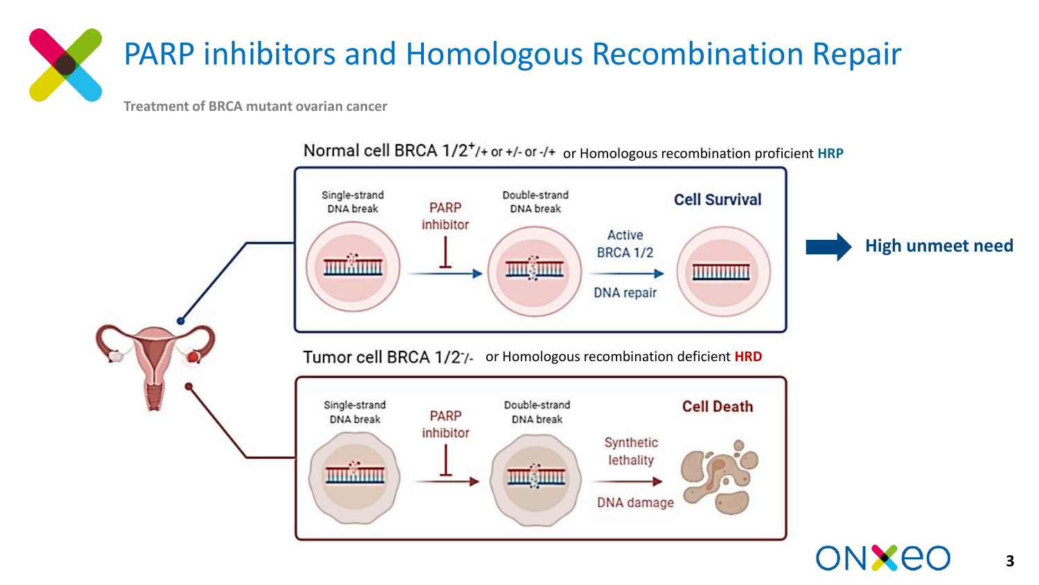# PARP inhibitors and Homologous Recombination Repair

Treatment of BRCA mutant ovarian cancer

Normal cell BRCA 1/2$^{+/+}$ or $^{+/-}$ or $^{-/+}$ or Homologous recombination proficient **HRP**

Single-strand DNA break → PARP inhibitor → Double-strand DNA break → Active BRCA 1/2, DNA repair → **Cell Survival**

→ **High unmeet need**

Tumor cell BRCA 1/2$^{-/-}$ or Homologous recombination deficient **HRD**

Single-strand DNA break → PARP inhibitor → Double-strand DNA break → Synthetic lethality, DNA damage → **Cell Death**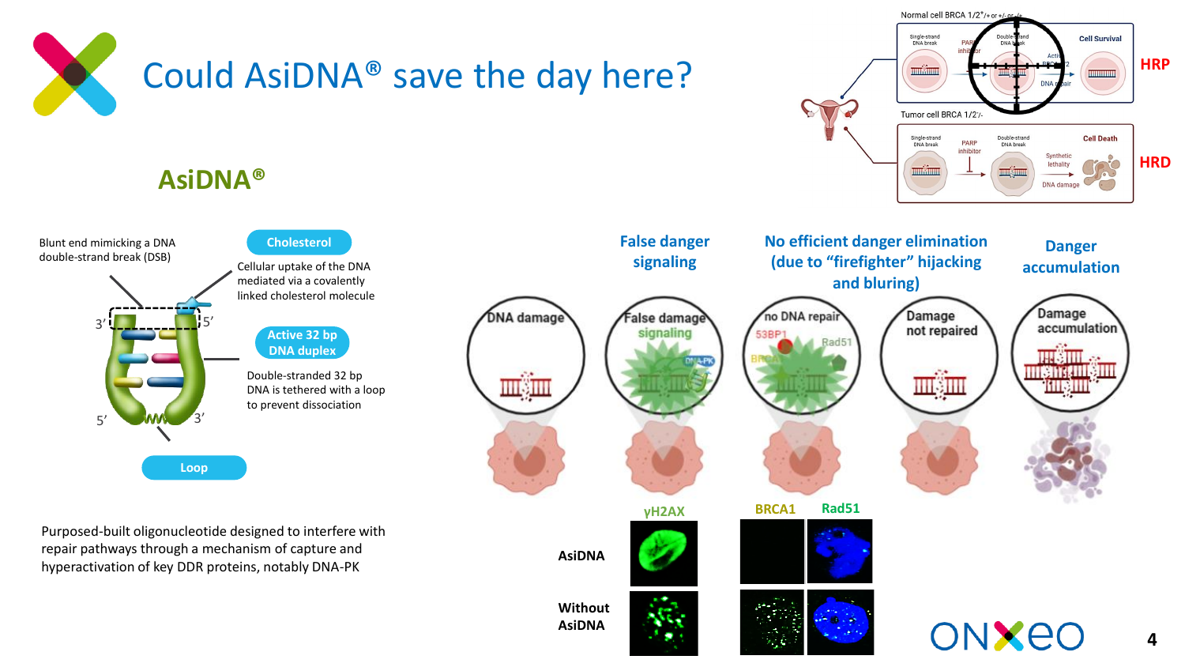# Could AsiDNA® save the day here?

## AsiDNA®

Blunt end mimicking a DNA double-strand break (DSB)

**Cholesterol**

Cellular uptake of the DNA mediated via a covalently linked cholesterol molecule

**Active 32 bp DNA duplex**

Double-stranded 32 bp DNA is tethered with a loop to prevent dissociation

**Loop**

Purposed-built oligonucleotide designed to interfere with repair pathways through a mechanism of capture and hyperactivation of key DDR proteins, notably DNA-PK

Normal cell BRCA 1/2+/+ or +/- or -/+ — **HRP**

Single-strand DNA break → PARP inhibitor → Double-strand DNA break → Active BRCA1/2 DNA repair → Cell Survival

Tumor cell BRCA 1/2-/- — **HRD**

Single-strand DNA break → PARP inhibitor → Double-strand DNA break → Synthetic lethality DNA damage → Cell Death

**False danger signaling** | **No efficient danger elimination (due to "firefighter" hijacking and bluring)** | **Danger accumulation**

DNA damage → False damage signaling (DNA-PK) → no DNA repair (53BP1, Rad51, BRCA1) → Damage not repaired → Damage accumulation

| | γH2AX | BRCA1 | Rad51 |
|---|---|---|---|
| AsiDNA | | | |
| Without AsiDNA | | | |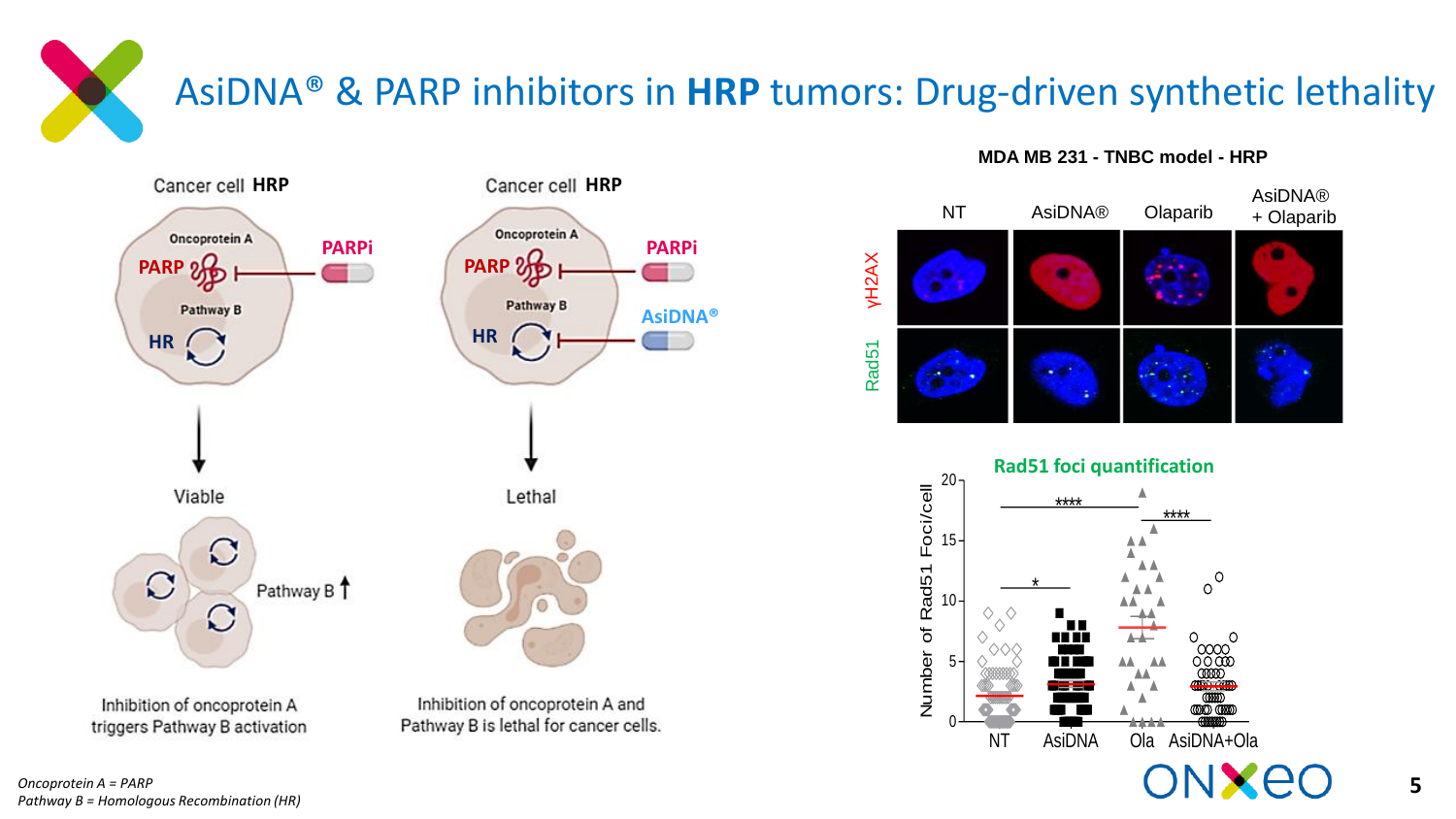# AsiDNA® & PARP inhibitors in **HRP** tumors: Drug-driven synthetic lethality

Cancer cell **HRP**

Oncoprotein A

PARP — PARPi

Pathway B

HR

Viable

Pathway B ↑

Inhibition of oncoprotein A triggers Pathway B activation

Cancer cell **HRP**

Oncoprotein A

PARP — PARPi

Pathway B

HR — AsiDNA®

Lethal

Inhibition of oncoprotein A and Pathway B is lethal for cancer cells.

**MDA MB 231 - TNBC model - HRP**

| | NT | AsiDNA® | Olaparib | AsiDNA® + Olaparib |
|---|---|---|---|---|
| γH2AX | | | | |
| Rad51 | | | | |

**Rad51 foci quantification**

Number of Rad51 Foci/cell: NT, AsiDNA, Ola, AsiDNA+Ola (*, ****, ****)

*Oncoprotein A = PARP*
*Pathway B = Homologous Recombination (HR)*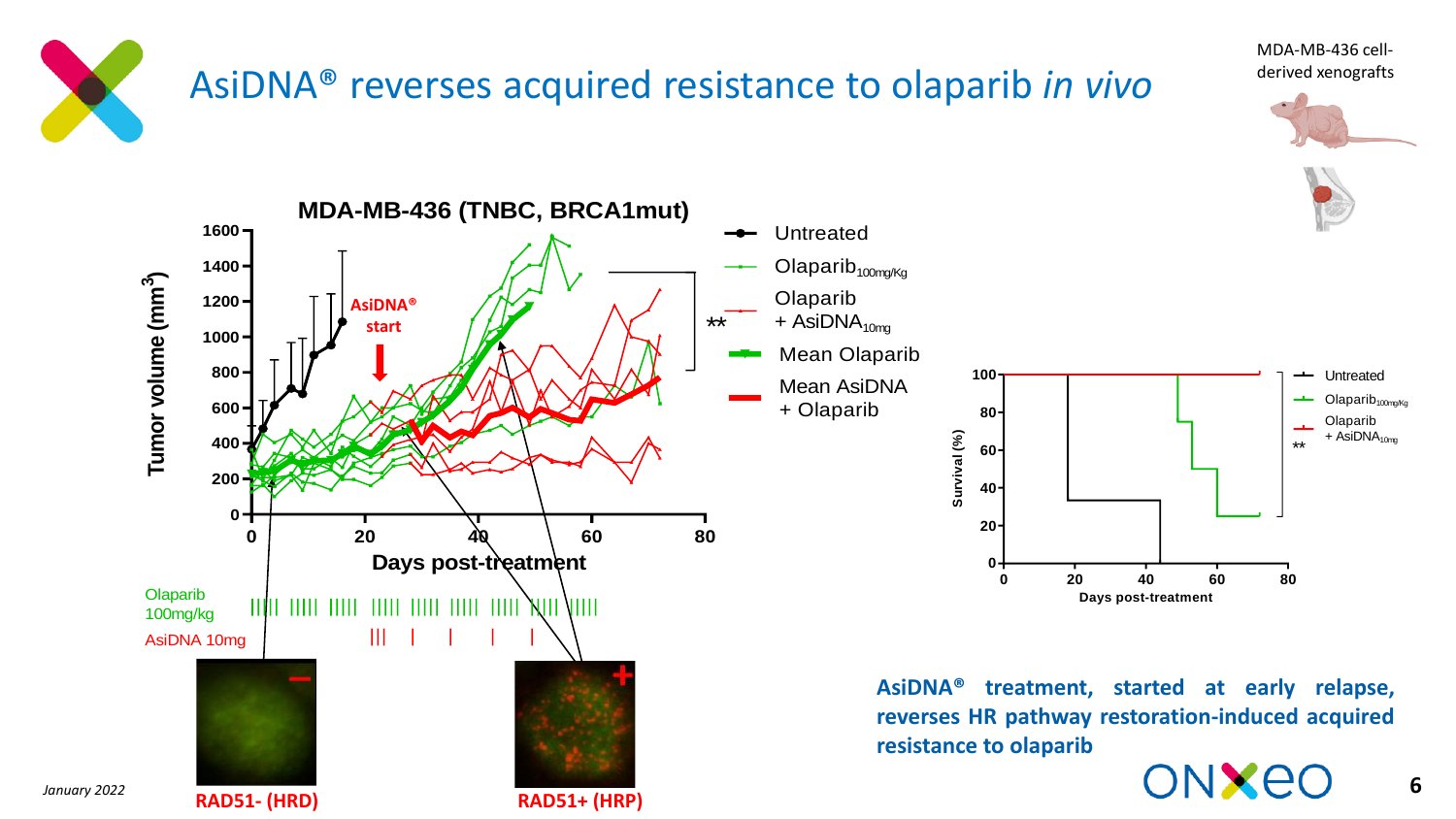# AsiDNA® reverses acquired resistance to olaparib *in vivo*

MDA-MB-436 cell-derived xenografts

**MDA-MB-436 (TNBC, BRCA1mut)**

Tumor volume ($mm^3$)

Days post-treatment

AsiDNA® start

- Untreated
- Olaparib$_{100mg/Kg}$
- Olaparib + AsiDNA$_{10mg}$
- Mean Olaparib
- Mean AsiDNA + Olaparib

**

Olaparib 100mg/kg

AsiDNA 10mg

RAD51- (HRD)

RAD51+ (HRP)

Survival (%)

Days post-treatment

- Untreated
- Olaparib$_{100mg/Kg}$
- Olaparib + AsiDNA$_{10mg}$

**

**AsiDNA® treatment, started at early relapse, reverses HR pathway restoration-induced acquired resistance to olaparib**

*January 2022*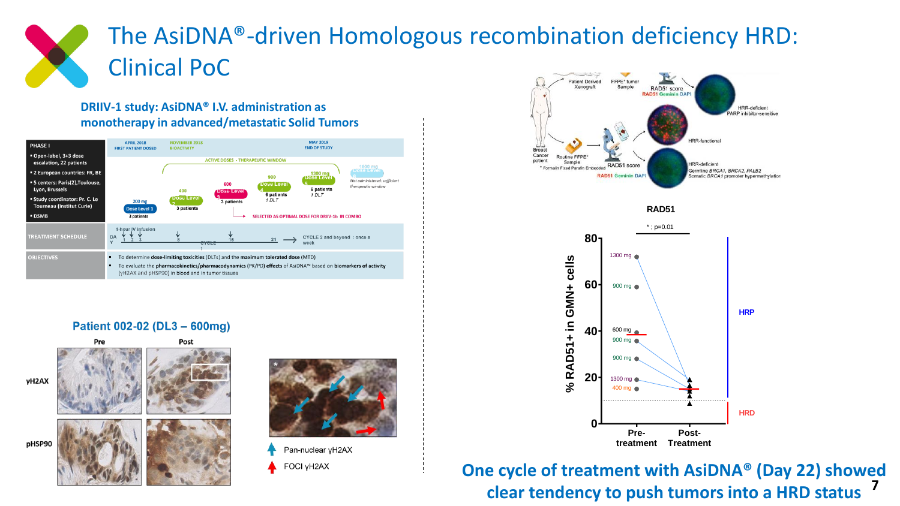# The AsiDNA®-driven Homologous recombination deficiency HRD: Clinical PoC

## DRIIV-1 study: AsiDNA® I.V. administration as monotherapy in advanced/metastatic Solid Tumors

**PHASE I**

- Open-label, 3+3 dose escalation, 22 patients
- 2 European countries: FR, BE
- 5 centers: Paris(2),Toulouse, Lyon, Brussels
- Study coordinator: Pr. C. Le Tourneau (Institut Curie)
- DSMB

APRIL 2018
FIRST PATIENT DOSED

NOVEMBER 2018
BIOACTIVITY

MAY 2019
END OF STUDY

ACTIVE DOSES - THERAPEUTIC WINDOW

200 mg
Dose Level 1
3 patients

400
Dose Level 2
3 patients

600
Dose Level 3
3 patients

900
Dose Level 4
6 patients
1 DLT

1300 mg
Dose Level 5
6 patients
1 DLT

1800 mg
Dose Level 6
Not administered: sufficient therapeutic window

SELECTED AS OPTIMAL DOSE FOR DRIIV-1b IN COMBO

**TREATMENT SCHEDULE**

1-hour IV infusion

DAY 1 2 3 8 15 21

CYCLE 1

CYCLE 2 and beyond : once a week

**OBJECTIVES**

- To determine **dose-limiting toxicities** (DLTs) and the **maximum tolerated dose** (MTD)
- To evaluate the **pharmacokinetics/pharmacodynamics** (PK/PD) **effects** of AsiDNA™ based on **biomarkers of activity** (γH2AX and pHSP90) in blood and in tumor tissues

### Patient 002-02 (DL3 – 600mg)

Pre

Post

γH2AX

pHSP90

Pan-nuclear γH2AX

FOCI γH2AX

Patient Derived Xenograft

FFPE* tumor Sample

RAD51 score

RAD51 Geminin DAPI

HRR-deficient PARP inhibitor-sensitive

HRR-functional

HRR-deficient Germline *BRCA1, BRCA2, PALB2* Somatic *BRCA1* promoter hypermethylation

Breast Cancer patient

Routine FFPE* Sample

RAD51 score

RAD51 Geminin DAPI

\* Formalin Fixed Paraffin Embedded

RAD51

\* ; p=0.01

% RAD51+ in GMN+ cells

80

60

40

20

0

1300 mg

900 mg

600 mg

900 mg

900 mg

1300 mg

400 mg

HRP

HRD

Pre-treatment

Post-Treatment

**One cycle of treatment with AsiDNA® (Day 22) showed clear tendency to push tumors into a HRD status**